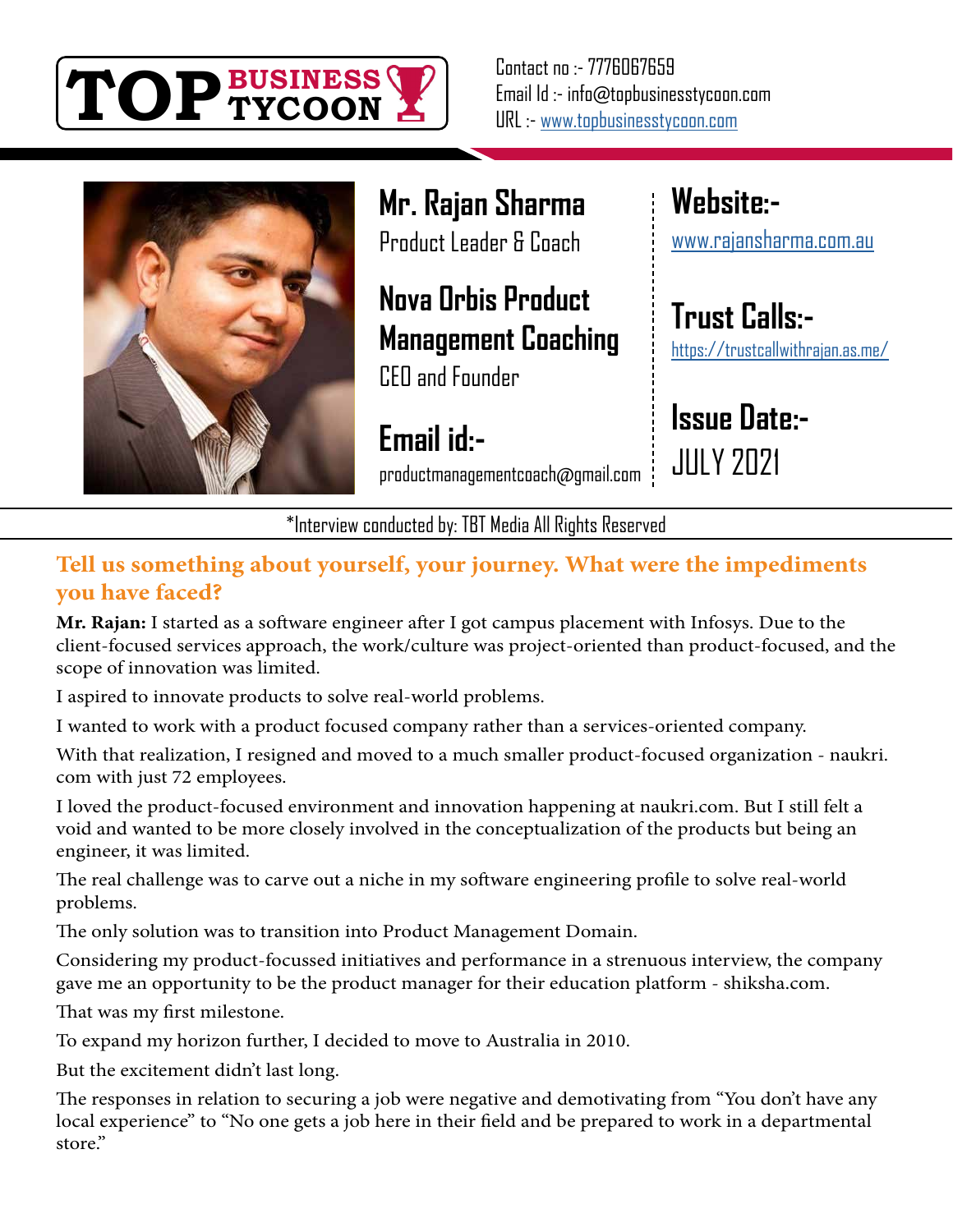**TOP BUSINESS TYCOON**

Contact no :- 7776067659
Email Id :- info@topbusinesstycoon.com
URL :- www.topbusinesstycoon.com

# Mr. Rajan Sharma

Product Leader & Coach

## Nova Orbis Product Management Coaching

CEO and Founder

**Email id:-**
productmanagementcoach@gmail.com

**Website:-**
www.rajansharma.com.au

**Trust Calls:-**
https://trustcallwithrajan.as.me/

**Issue Date:-**
JULY 2021

*Interview conducted by: TBT Media All Rights Reserved

### Tell us something about yourself, your journey. What were the impediments you have faced?

**Mr. Rajan:** I started as a software engineer after I got campus placement with Infosys. Due to the client-focused services approach, the work/culture was project-oriented than product-focused, and the scope of innovation was limited.

I aspired to innovate products to solve real-world problems.

I wanted to work with a product focused company rather than a services-oriented company.

With that realization, I resigned and moved to a much smaller product-focused organization - naukri.com with just 72 employees.

I loved the product-focused environment and innovation happening at naukri.com. But I still felt a void and wanted to be more closely involved in the conceptualization of the products but being an engineer, it was limited.

The real challenge was to carve out a niche in my software engineering profile to solve real-world problems.

The only solution was to transition into Product Management Domain.

Considering my product-focussed initiatives and performance in a strenuous interview, the company gave me an opportunity to be the product manager for their education platform - shiksha.com.

That was my first milestone.

To expand my horizon further, I decided to move to Australia in 2010.

But the excitement didn't last long.

The responses in relation to securing a job were negative and demotivating from "You don't have any local experience" to "No one gets a job here in their field and be prepared to work in a departmental store."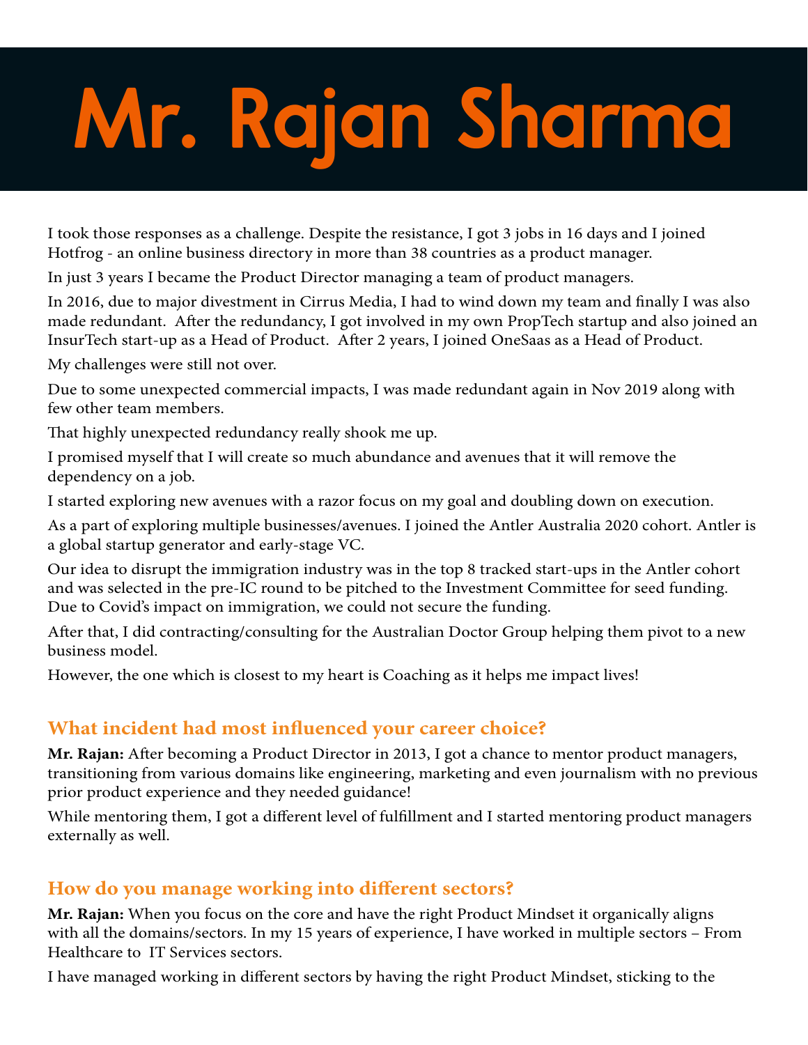# Mr. Rajan Sharma

I took those responses as a challenge. Despite the resistance, I got 3 jobs in 16 days and I joined Hotfrog - an online business directory in more than 38 countries as a product manager.

In just 3 years I became the Product Director managing a team of product managers.

In 2016, due to major divestment in Cirrus Media, I had to wind down my team and finally I was also made redundant. After the redundancy, I got involved in my own PropTech startup and also joined an InsurTech start-up as a Head of Product. After 2 years, I joined OneSaas as a Head of Product.

My challenges were still not over.

Due to some unexpected commercial impacts, I was made redundant again in Nov 2019 along with few other team members.

That highly unexpected redundancy really shook me up.

I promised myself that I will create so much abundance and avenues that it will remove the dependency on a job.

I started exploring new avenues with a razor focus on my goal and doubling down on execution.

As a part of exploring multiple businesses/avenues. I joined the Antler Australia 2020 cohort. Antler is a global startup generator and early-stage VC.

Our idea to disrupt the immigration industry was in the top 8 tracked start-ups in the Antler cohort and was selected in the pre-IC round to be pitched to the Investment Committee for seed funding. Due to Covid's impact on immigration, we could not secure the funding.

After that, I did contracting/consulting for the Australian Doctor Group helping them pivot to a new business model.

However, the one which is closest to my heart is Coaching as it helps me impact lives!

## What incident had most influenced your career choice?

**Mr. Rajan:** After becoming a Product Director in 2013, I got a chance to mentor product managers, transitioning from various domains like engineering, marketing and even journalism with no previous prior product experience and they needed guidance!

While mentoring them, I got a different level of fulfillment and I started mentoring product managers externally as well.

## How do you manage working into different sectors?

**Mr. Rajan:** When you focus on the core and have the right Product Mindset it organically aligns with all the domains/sectors. In my 15 years of experience, I have worked in multiple sectors – From Healthcare to IT Services sectors.

I have managed working in different sectors by having the right Product Mindset, sticking to the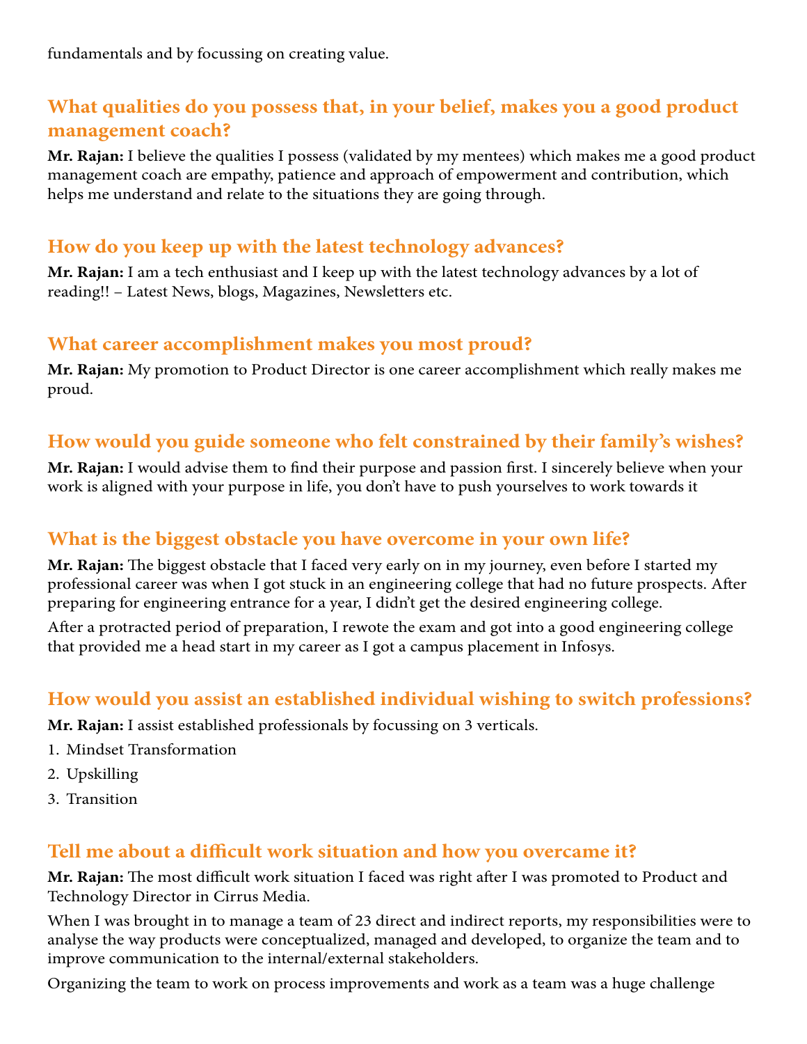fundamentals and by focussing on creating value.

## What qualities do you possess that, in your belief, makes you a good product management coach?

**Mr. Rajan:** I believe the qualities I possess (validated by my mentees) which makes me a good product management coach are empathy, patience and approach of empowerment and contribution, which helps me understand and relate to the situations they are going through.

## How do you keep up with the latest technology advances?

**Mr. Rajan:** I am a tech enthusiast and I keep up with the latest technology advances by a lot of reading!! – Latest News, blogs, Magazines, Newsletters etc.

## What career accomplishment makes you most proud?

**Mr. Rajan:** My promotion to Product Director is one career accomplishment which really makes me proud.

## How would you guide someone who felt constrained by their family's wishes?

**Mr. Rajan:** I would advise them to find their purpose and passion first. I sincerely believe when your work is aligned with your purpose in life, you don't have to push yourselves to work towards it

## What is the biggest obstacle you have overcome in your own life?

**Mr. Rajan:** The biggest obstacle that I faced very early on in my journey, even before I started my professional career was when I got stuck in an engineering college that had no future prospects. After preparing for engineering entrance for a year, I didn't get the desired engineering college.

After a protracted period of preparation, I rewote the exam and got into a good engineering college that provided me a head start in my career as I got a campus placement in Infosys.

## How would you assist an established individual wishing to switch professions?

**Mr. Rajan:** I assist established professionals by focussing on 3 verticals.

1. Mindset Transformation
2. Upskilling
3. Transition

## Tell me about a difficult work situation and how you overcame it?

**Mr. Rajan:** The most difficult work situation I faced was right after I was promoted to Product and Technology Director in Cirrus Media.

When I was brought in to manage a team of 23 direct and indirect reports, my responsibilities were to analyse the way products were conceptualized, managed and developed, to organize the team and to improve communication to the internal/external stakeholders.

Organizing the team to work on process improvements and work as a team was a huge challenge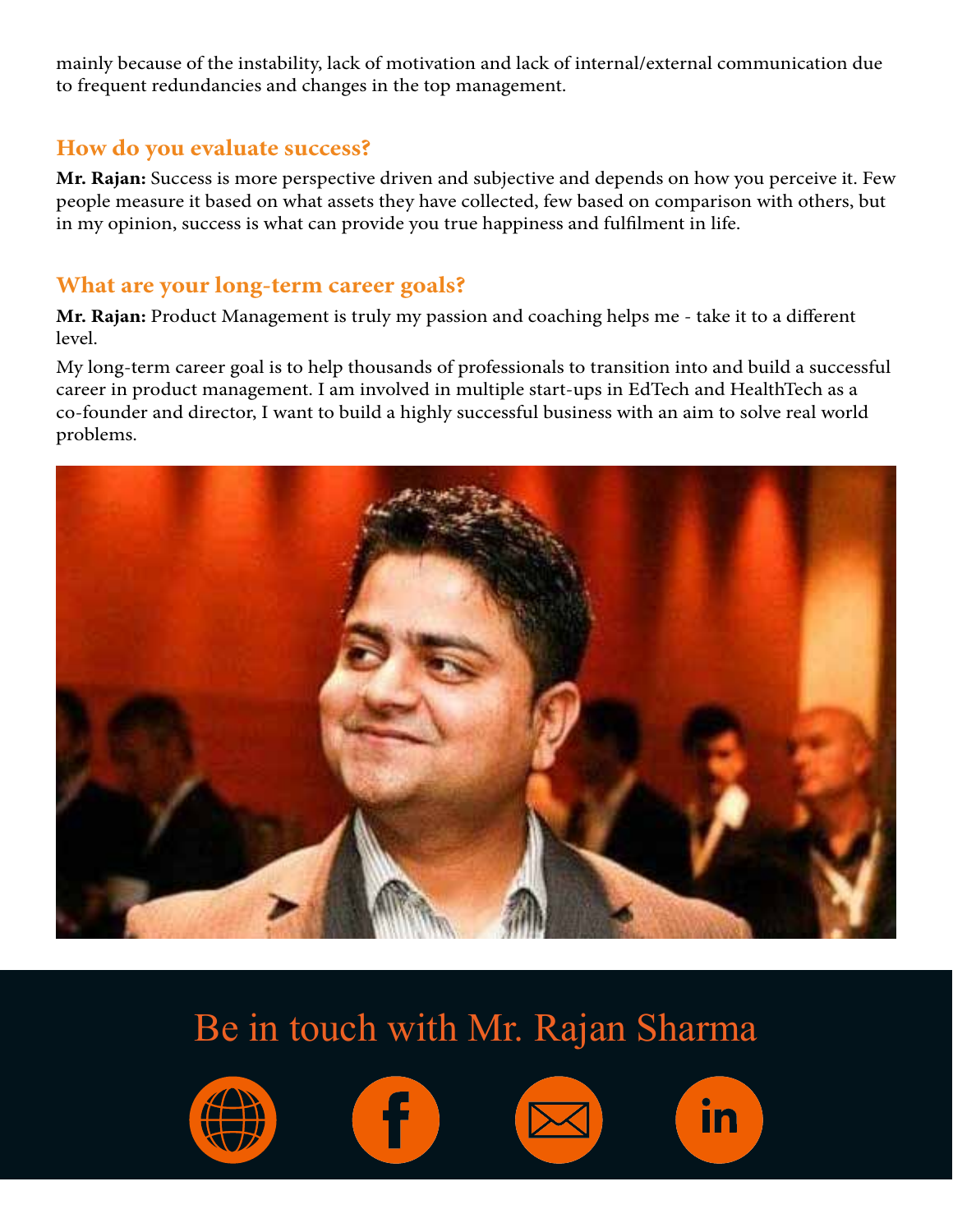mainly because of the instability, lack of motivation and lack of internal/external communication due to frequent redundancies and changes in the top management.

## How do you evaluate success?

**Mr. Rajan:** Success is more perspective driven and subjective and depends on how you perceive it. Few people measure it based on what assets they have collected, few based on comparison with others, but in my opinion, success is what can provide you true happiness and fulfilment in life.

## What are your long-term career goals?

**Mr. Rajan:** Product Management is truly my passion and coaching helps me - take it to a different level.

My long-term career goal is to help thousands of professionals to transition into and build a successful career in product management. I am involved in multiple start-ups in EdTech and HealthTech as a co-founder and director, I want to build a highly successful business with an aim to solve real world problems.

## Be in touch with Mr. Rajan Sharma